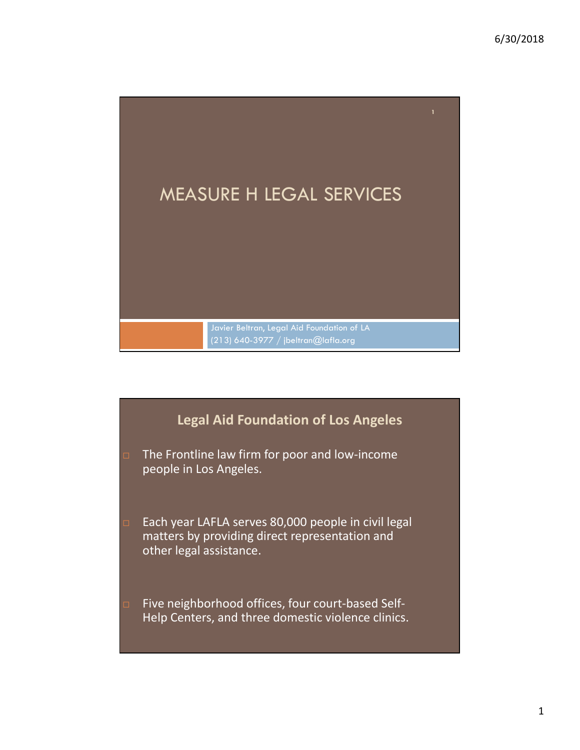# MEASURE H LEGAL SERVICES

Javier Beltran, Legal Aid Foundation of LA
(213) 640-3977 / jbeltran@lafla.org

## Legal Aid Foundation of Los Angeles

- The Frontline law firm for poor and low-income people in Los Angeles.
- Each year LAFLA serves 80,000 people in civil legal matters by providing direct representation and other legal assistance.
- Five neighborhood offices, four court-based Self-Help Centers, and three domestic violence clinics.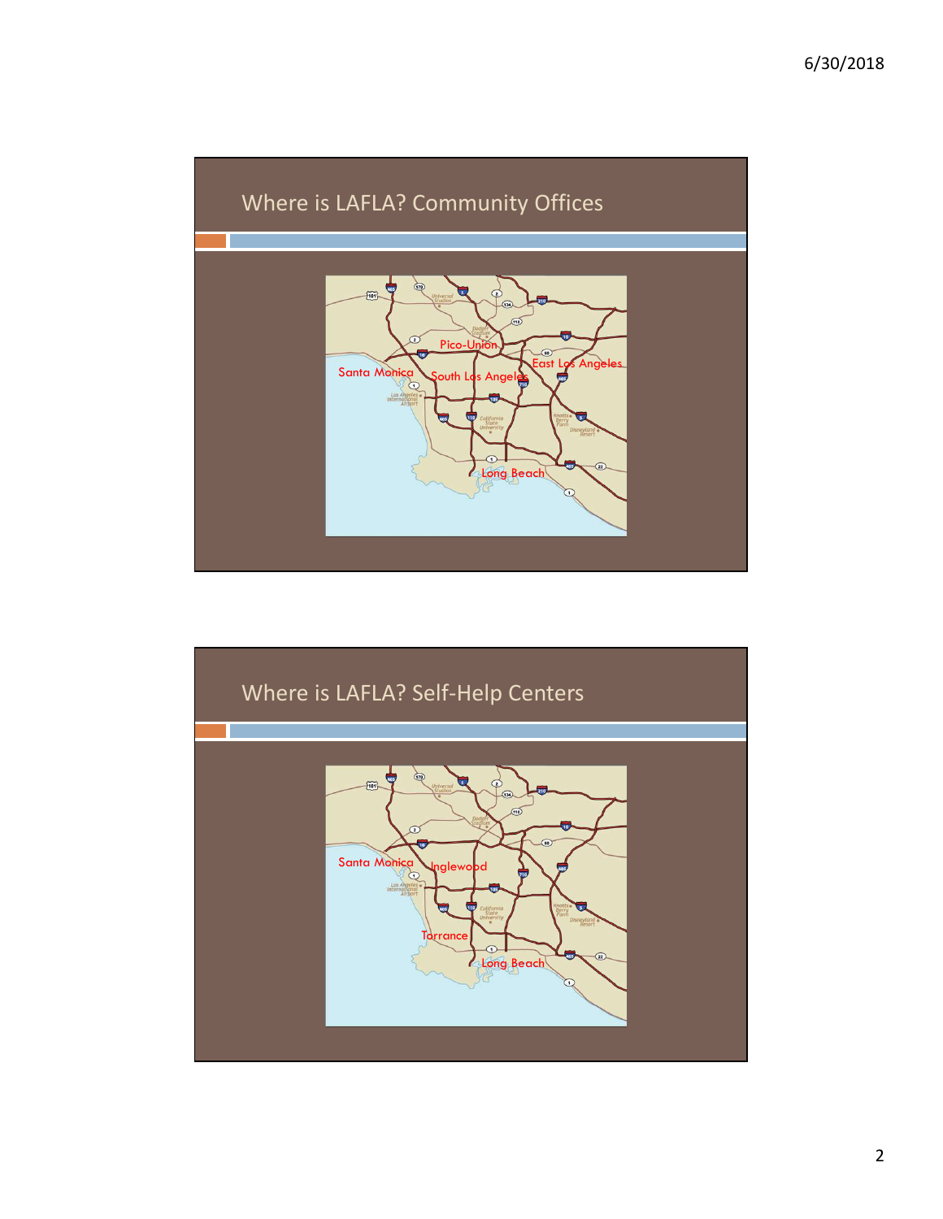## Where is LAFLA? Community Offices

Pico-Union

Santa Monica

South Los Angeles

East Los Angeles

Long Beach

## Where is LAFLA? Self-Help Centers

Santa Monica

Inglewood

Torrance

Long Beach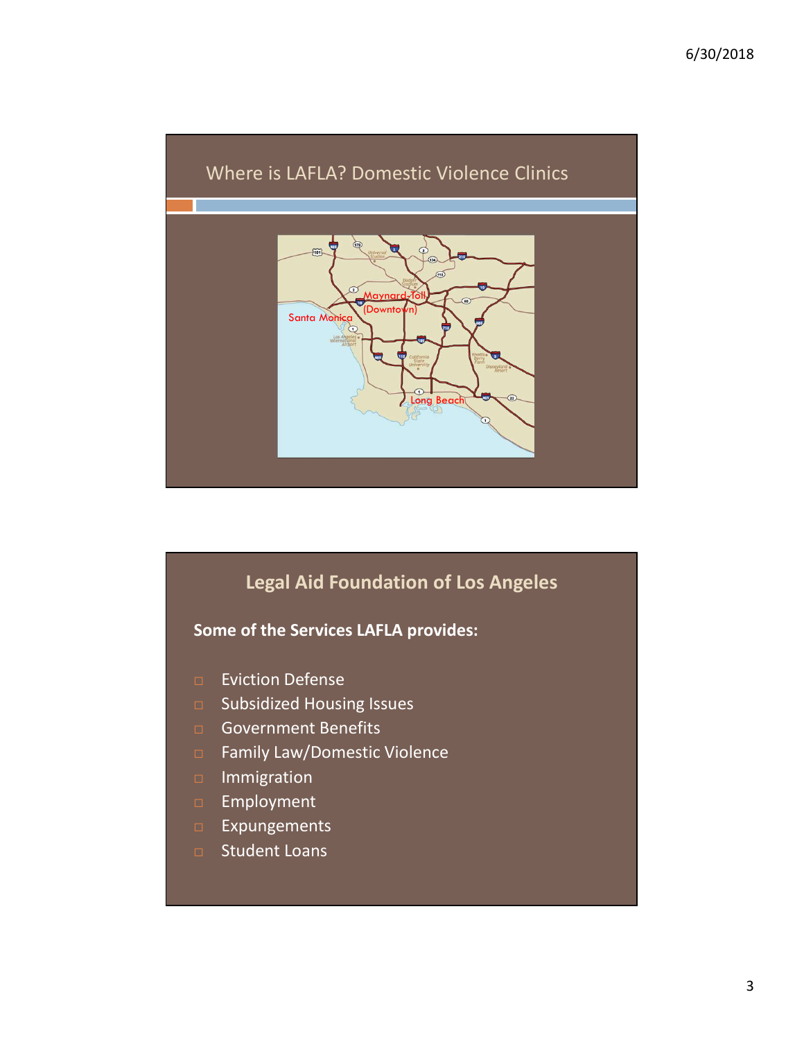## Where is LAFLA? Domestic Violence Clinics

Santa Monica

Maynard-Toll (Downtown)

Long Beach

## Legal Aid Foundation of Los Angeles

**Some of the Services LAFLA provides:**

- Eviction Defense
- Subsidized Housing Issues
- Government Benefits
- Family Law/Domestic Violence
- Immigration
- Employment
- Expungements
- Student Loans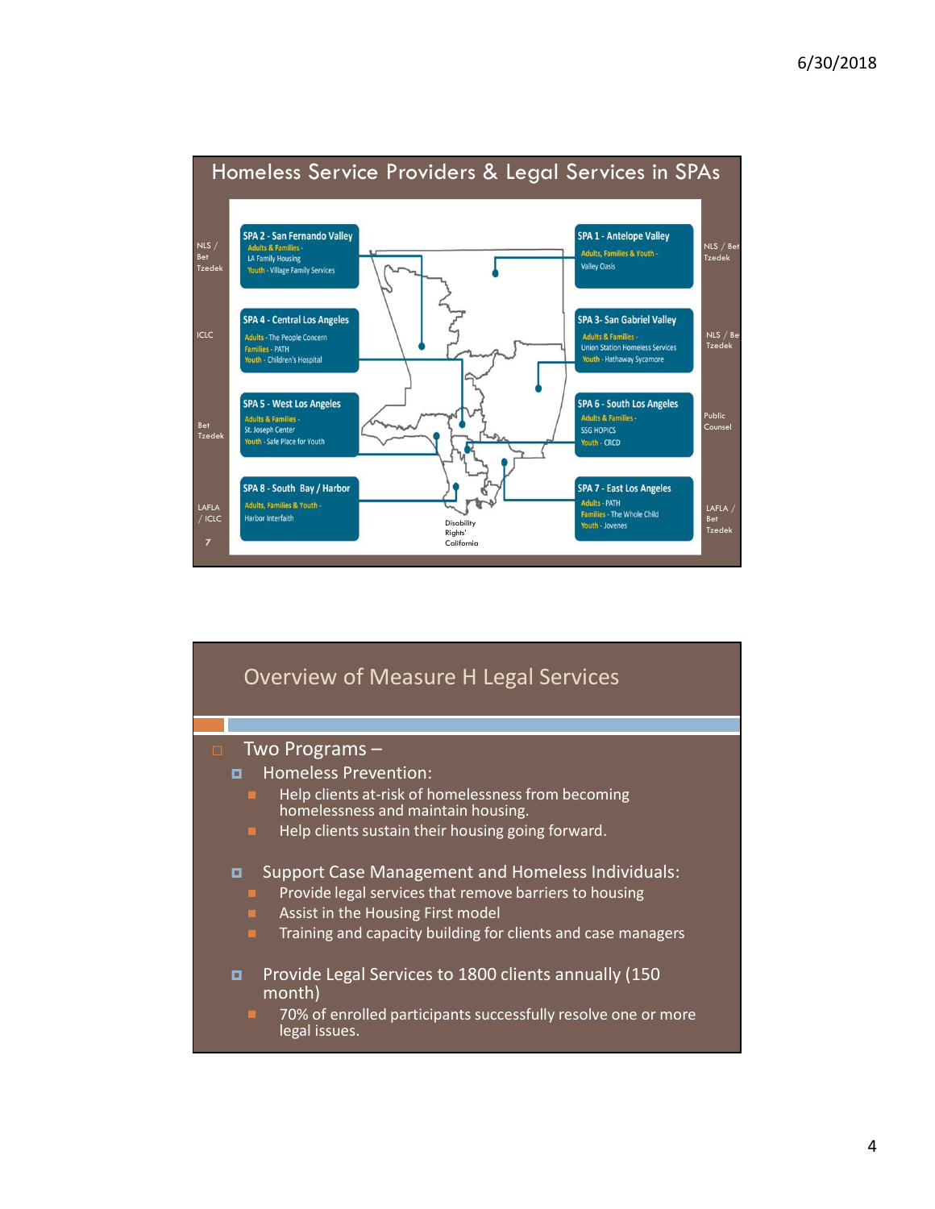## Homeless Service Providers & Legal Services in SPAs

**SPA 2 - San Fernando Valley**
Adults & Families - LA Family Housing
Youth - Village Family Services

NLS / Bet Tzedek

**SPA 1 - Antelope Valley**
Adults, Families & Youth - Valley Oasis

NLS / Bet Tzedek

**SPA 4 - Central Los Angeles**
Adults - The People Concern
Families - PATH
Youth - Children's Hospital

ICLC

**SPA 3- San Gabriel Valley**
Adults & Families - Union Station Homeless Services
Youth - Hathaway Sycamore

NLS / Bet Tzedek

**SPA 5 - West Los Angeles**
Adults & Families - St. Joseph Center
Youth - Safe Place for Youth

Bet Tzedek

**SPA 6 - South Los Angeles**
Adults & Families - SSG HOPICS
Youth - CRCD

Public Counsel

**SPA 8 - South Bay / Harbor**
Adults, Families & Youth - Harbor Interfaith

LAFLA / ICLC

**SPA 7 - East Los Angeles**
Adults - PATH
Families - The Whole Child
Youth - Jovenes

LAFLA / Bet Tzedek

Disability Rights' California

## Overview of Measure H Legal Services

- Two Programs –
  - Homeless Prevention:
    - Help clients at-risk of homelessness from becoming homelessness and maintain housing.
    - Help clients sustain their housing going forward.
  - Support Case Management and Homeless Individuals:
    - Provide legal services that remove barriers to housing
    - Assist in the Housing First model
    - Training and capacity building for clients and case managers
  - Provide Legal Services to 1800 clients annually (150 month)
    - 70% of enrolled participants successfully resolve one or more legal issues.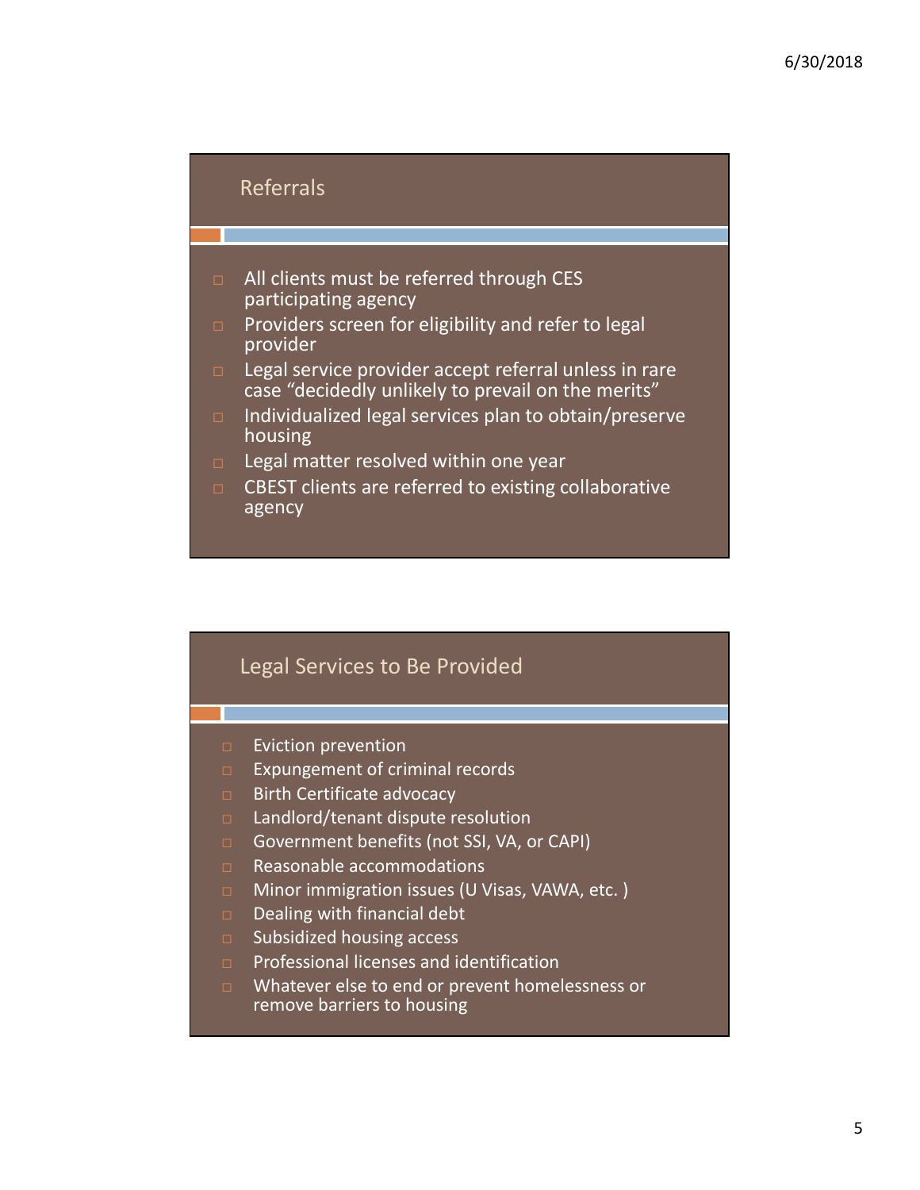## Referrals

- All clients must be referred through CES participating agency
- Providers screen for eligibility and refer to legal provider
- Legal service provider accept referral unless in rare case "decidedly unlikely to prevail on the merits"
- Individualized legal services plan to obtain/preserve housing
- Legal matter resolved within one year
- CBEST clients are referred to existing collaborative agency

## Legal Services to Be Provided

- Eviction prevention
- Expungement of criminal records
- Birth Certificate advocacy
- Landlord/tenant dispute resolution
- Government benefits (not SSI, VA, or CAPI)
- Reasonable accommodations
- Minor immigration issues (U Visas, VAWA, etc. )
- Dealing with financial debt
- Subsidized housing access
- Professional licenses and identification
- Whatever else to end or prevent homelessness or remove barriers to housing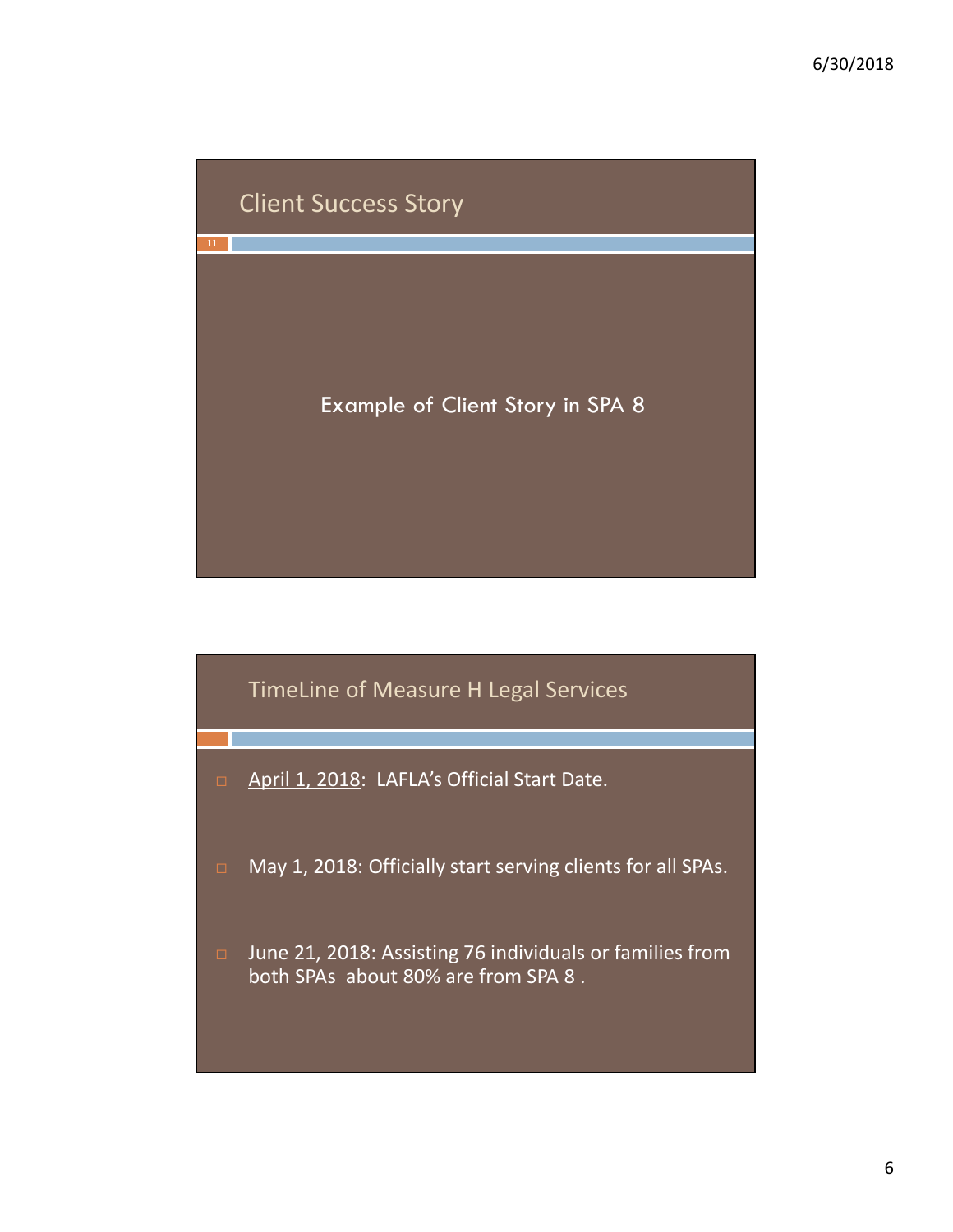## Client Success Story

Example of Client Story in SPA 8

## TimeLine of Measure H Legal Services

- April 1, 2018: LAFLA's Official Start Date.
- May 1, 2018: Officially start serving clients for all SPAs.
- June 21, 2018: Assisting 76 individuals or families from both SPAs about 80% are from SPA 8 .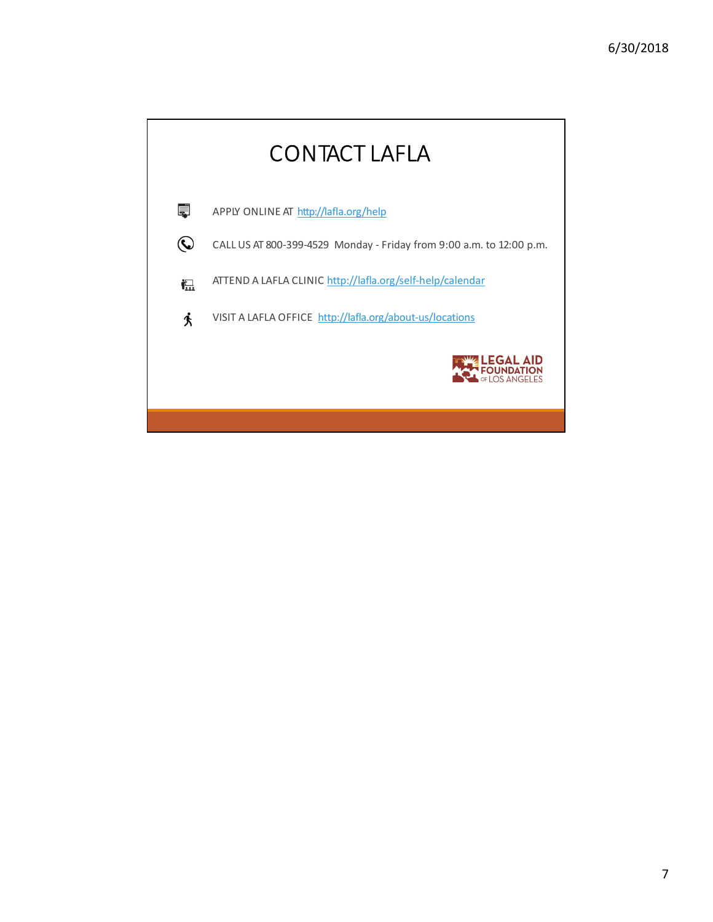# CONTACT LAFLA

- APPLY ONLINE AT http://lafla.org/help
- CALL US AT 800-399-4529 Monday - Friday from 9:00 a.m. to 12:00 p.m.
- ATTEND A LAFLA CLINIC http://lafla.org/self-help/calendar
- VISIT A LAFLA OFFICE http://lafla.org/about-us/locations

LEGAL AID FOUNDATION OF LOS ANGELES